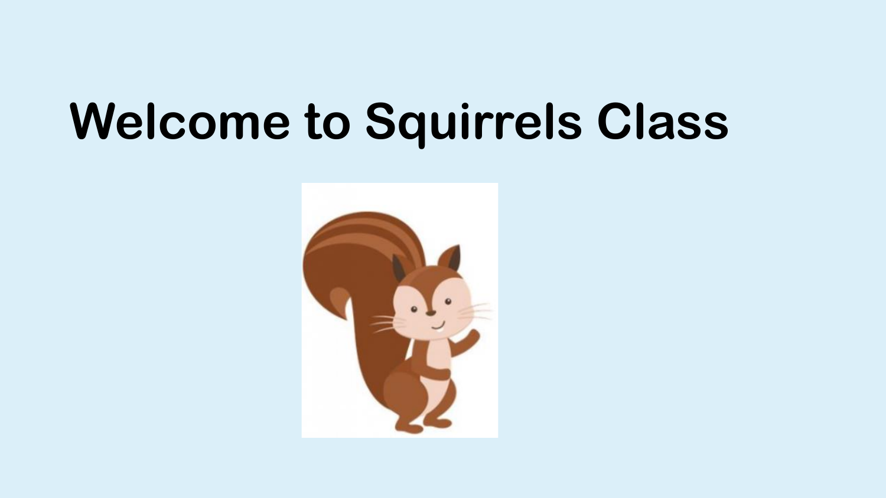# Welcome to Squirrels Class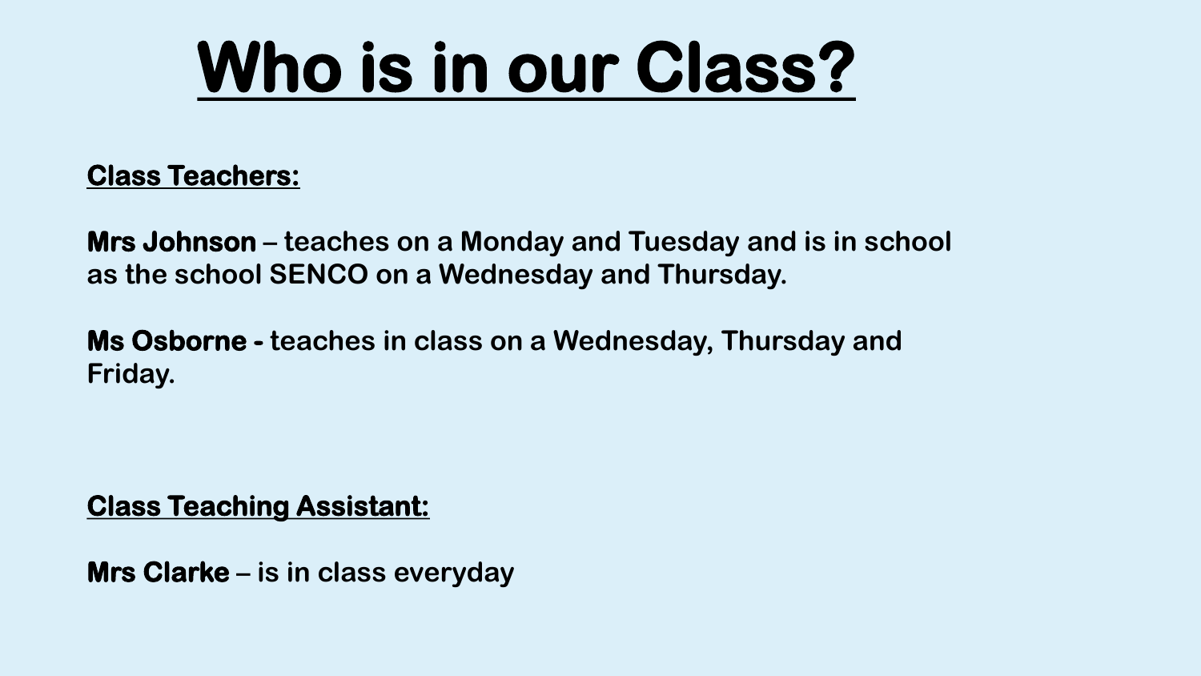# Who is in our Class?

**Class Teachers:**

**Mrs Johnson** – teaches on a Monday and Tuesday and is in school as the school SENCO on a Wednesday and Thursday.

**Ms Osborne -** teaches in class on a Wednesday, Thursday and Friday.

**Class Teaching Assistant:**

**Mrs Clarke** – is in class everyday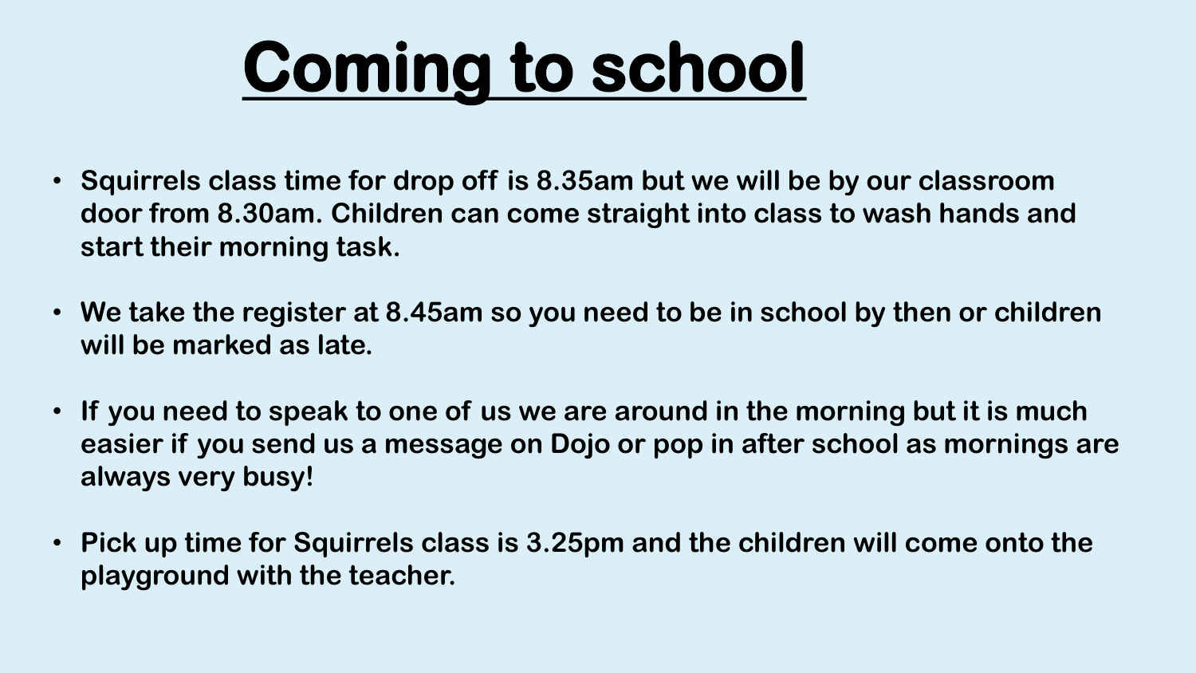# Coming to school

- Squirrels class time for drop off is 8.35am but we will be by our classroom door from 8.30am. Children can come straight into class to wash hands and start their morning task.
- We take the register at 8.45am so you need to be in school by then or children will be marked as late.
- If you need to speak to one of us we are around in the morning but it is much easier if you send us a message on Dojo or pop in after school as mornings are always very busy!
- Pick up time for Squirrels class is 3.25pm and the children will come onto the playground with the teacher.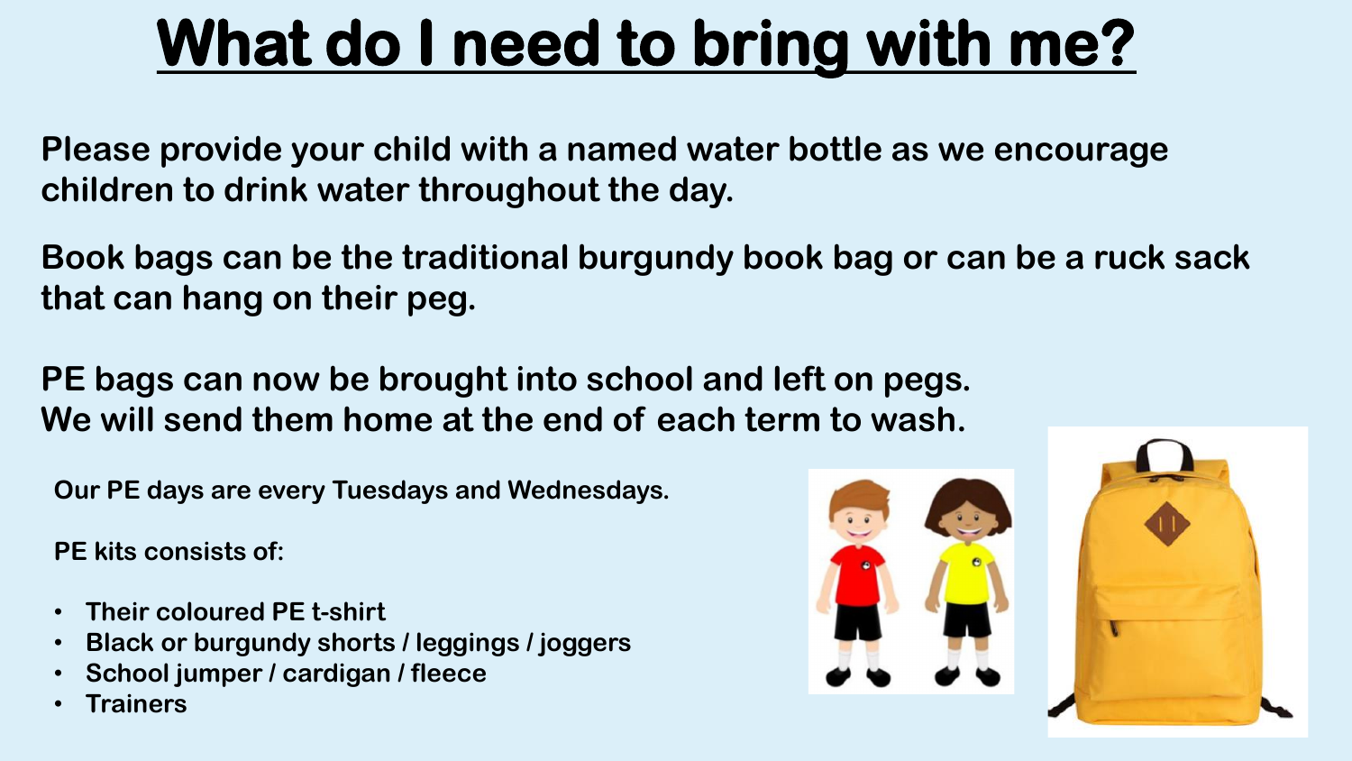# What do I need to bring with me?

**Please provide your child with a named water bottle as we encourage children to drink water throughout the day.**

**Book bags can be the traditional burgundy book bag or can be a ruck sack that can hang on their peg.**

**PE bags can now be brought into school and left on pegs.**
**We will send them home at the end of each term to wash.**

**Our PE days are every Tuesdays and Wednesdays.**

**PE kits consists of:**

- **Their coloured PE t-shirt**
- **Black or burgundy shorts / leggings / joggers**
- **School jumper / cardigan / fleece**
- **Trainers**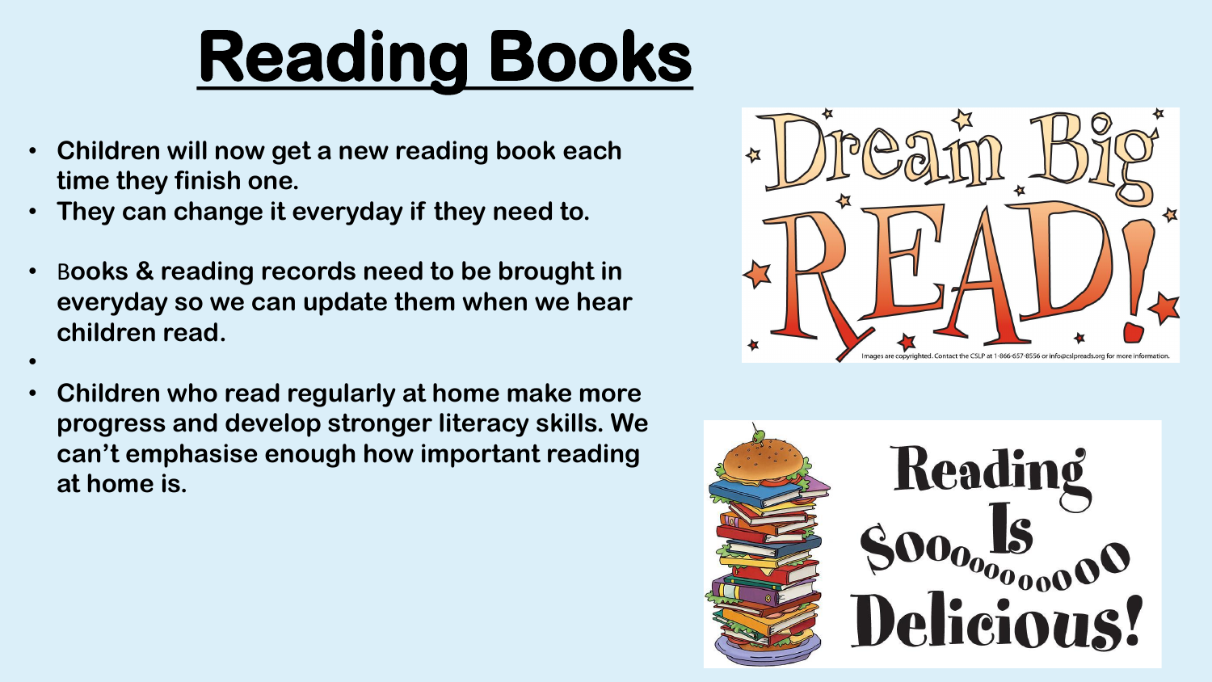# Reading Books

- **Children will now get a new reading book each time they finish one.**
- **They can change it everyday if they need to.**

- **Books & reading records need to be brought in everyday so we can update them when we hear children read.**
- 
- **Children who read regularly at home make more progress and develop stronger literacy skills. We can't emphasise enough how important reading at home is.**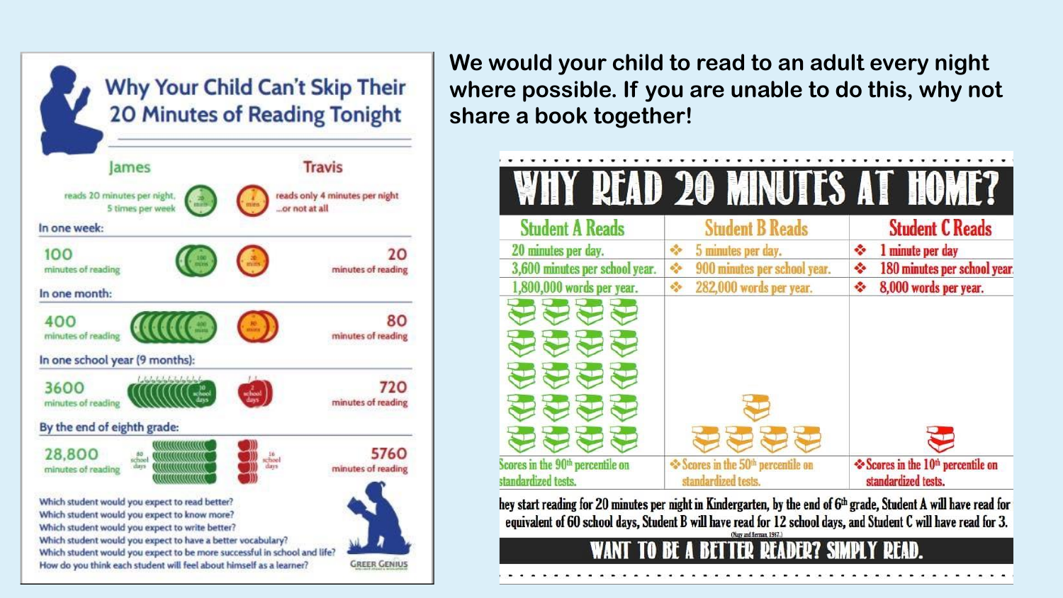# Why Your Child Can't Skip Their 20 Minutes of Reading Tonight

| James | Travis |
| --- | --- |
| reads 20 minutes per night, 5 times per week | reads only 4 minutes per night ...or not at all |
| **In one week:** | |
| 100 minutes of reading | 20 minutes of reading |
| **In one month:** | |
| 400 minutes of reading | 80 minutes of reading |
| **In one school year (9 months):** | |
| 3600 minutes of reading | 720 minutes of reading |
| **By the end of eighth grade:** | |
| 28,800 minutes of reading | 5760 minutes of reading |

Which student would you expect to read better?
Which student would you expect to know more?
Which student would you expect to write better?
Which student would you expect to have a better vocabulary?
Which student would you expect to be more successful in school and life?
How do you think each student will feel about himself as a learner?

GREER GENIUS

**We would your child to read to an adult every night where possible. If you are unable to do this, why not share a book together!**

# WHY READ 20 MINUTES AT HOME?

| Student A Reads | Student B Reads | Student C Reads |
| --- | --- | --- |
| 20 minutes per day. | 5 minutes per day. | 1 minute per day |
| 3,600 minutes per school year. | 900 minutes per school year. | 180 minutes per school year. |
| 1,800,000 words per year. | 282,000 words per year. | 8,000 words per year. |
| Scores in the 90th percentile on standardized tests. | Scores in the 50th percentile on standardized tests. | Scores in the 10th percentile on standardized tests. |

hey start reading for 20 minutes per night in Kindergarten, by the end of 6th grade, Student A will have read for equivalent of 60 school days, Student B will have read for 12 school days, and Student C will have read for 3.

(Nagy and Herman, 1987.)

**WANT TO BE A BETTER READER? SIMPLY READ.**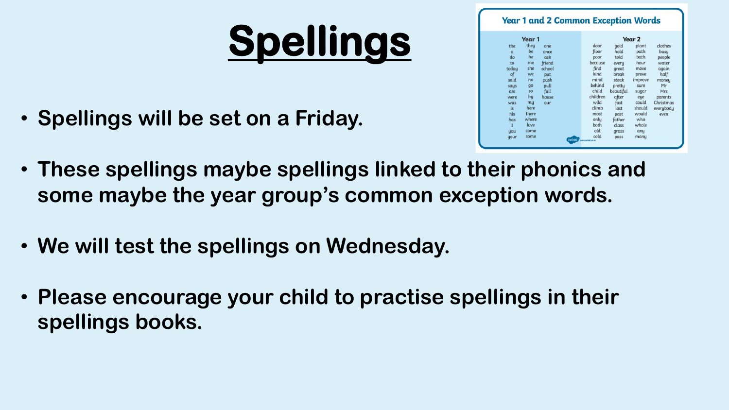# Spellings

- Spellings will be set on a Friday.
- These spellings maybe spellings linked to their phonics and some maybe the year group's common exception words.
- We will test the spellings on Wednesday.
- Please encourage your child to practise spellings in their spellings books.

## Year 1 and 2 Common Exception Words

**Year 1**

the, a, do, to, today, of, said, says, are, were, was, is, his, has, I, you, your, they, be, he, me, she, we, no, go, so, by, my, here, there, where, love, come, some, one, once, ask, friend, school, put, push, pull, full, house, our

**Year 2**

door, floor, poor, because, find, kind, mind, behind, child, children, wild, climb, most, only, both, old, cold, gold, hold, told, every, great, break, steak, pretty, beautiful, after, fast, last, past, father, class, grass, pass, plant, path, bath, hour, move, prove, improve, sure, sugar, eye, could, should, would, who, whole, any, many, clothes, busy, people, water, again, half, money, Mr, Mrs, parents, Christmas, everybody, even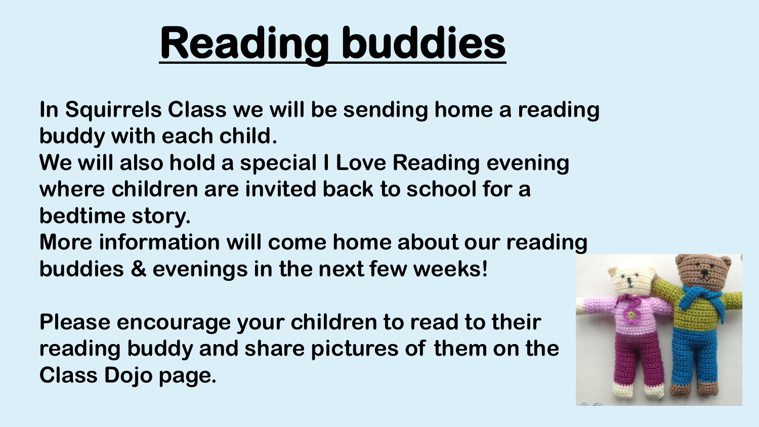# Reading buddies

**In Squirrels Class we will be sending home a reading buddy with each child.**
**We will also hold a special I Love Reading evening where children are invited back to school for a bedtime story.**
**More information will come home about our reading buddies & evenings in the next few weeks!**

**Please encourage your children to read to their reading buddy and share pictures of them on the Class Dojo page.**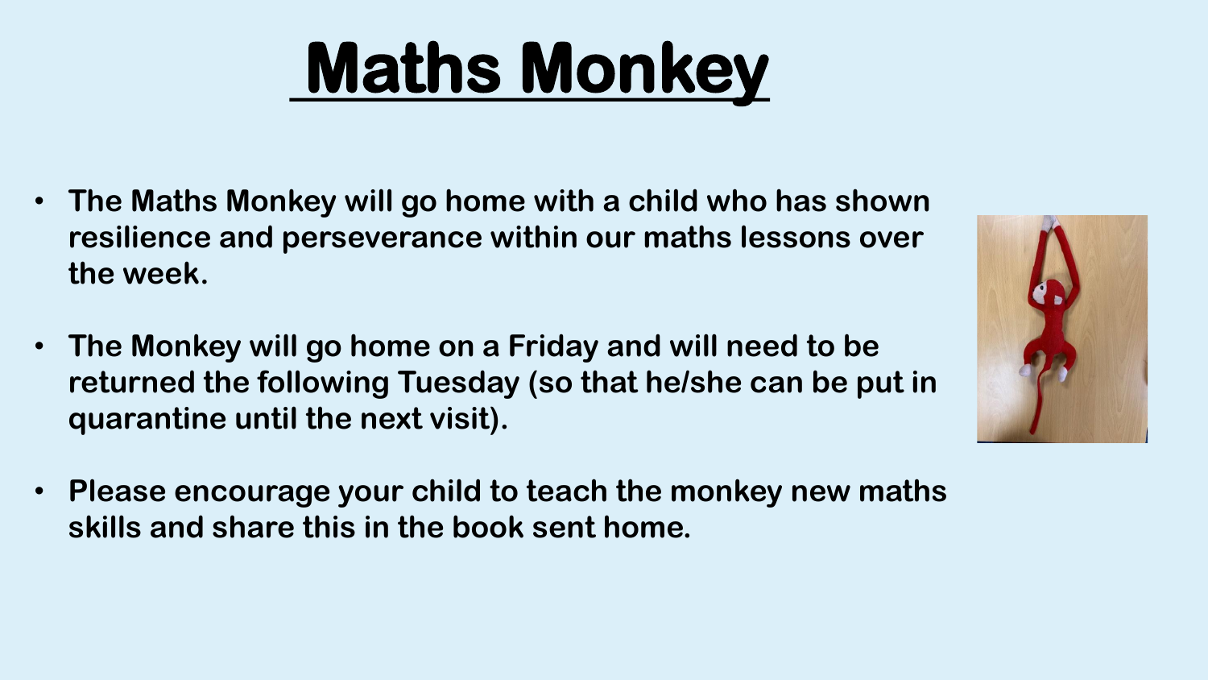# Maths Monkey

- **The Maths Monkey will go home with a child who has shown resilience and perseverance within our maths lessons over the week.**
- **The Monkey will go home on a Friday and will need to be returned the following Tuesday (so that he/she can be put in quarantine until the next visit).**
- **Please encourage your child to teach the monkey new maths skills and share this in the book sent home.**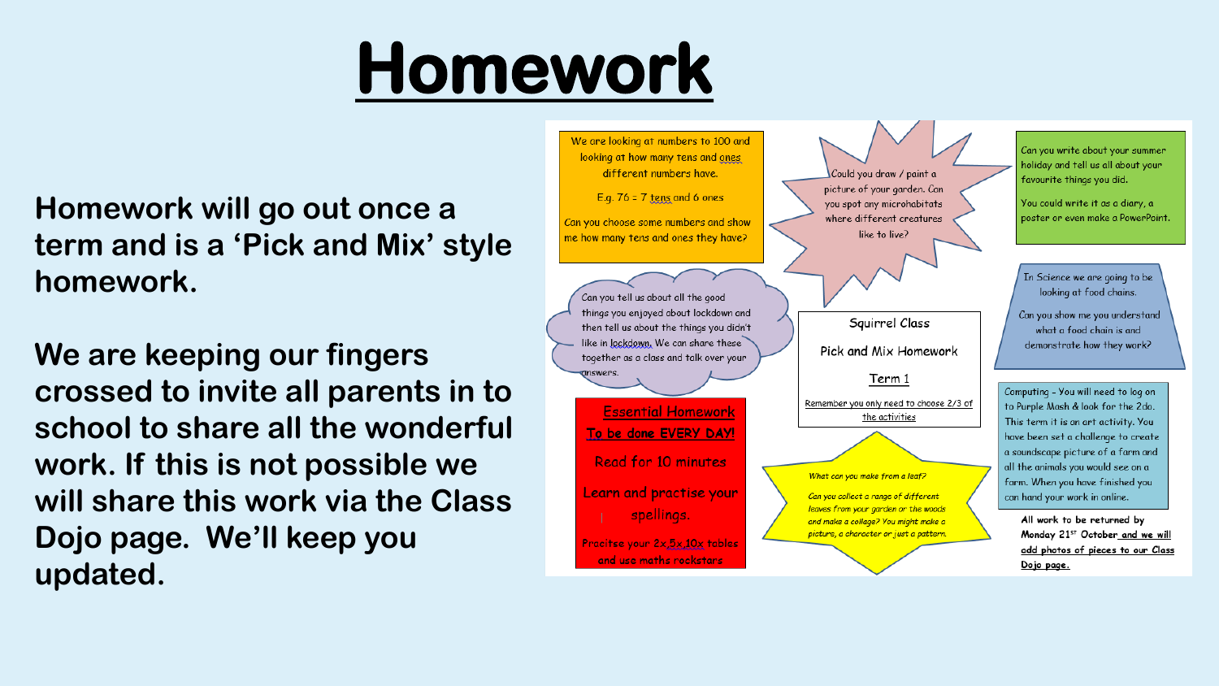# Homework

**Homework will go out once a term and is a 'Pick and Mix' style homework.**

**We are keeping our fingers crossed to invite all parents in to school to share all the wonderful work. If this is not possible we will share this work via the Class Dojo page. We'll keep you updated.**

We are looking at numbers to 100 and looking at how many tens and ones different numbers have.

E.g. 76 = 7 tens and 6 ones

Can you choose some numbers and show me how many tens and ones they have?

Could you draw / paint a picture of your garden. Can you spot any microhabitats where different creatures like to live?

Can you write about your summer holiday and tell us all about your favourite things you did.

You could write it as a diary, a poster or even make a PowerPoint.

Can you tell us about all the good things you enjoyed about lockdown and then tell us about the things you didn't like in lockdown. We can share these together as a class and talk over your answers.

Squirrel Class

Pick and Mix Homework

Term 1

Remember you only need to choose 2/3 of the activities

In Science we are going to be looking at food chains.

Can you show me you understand what a food chain is and demonstrate how they work?

Essential Homework

To be done EVERY DAY!

Read for 10 minutes

Learn and practise your spellings.

Precitse your 2x,5x,10x tables and use maths rockstars

*What can you make from a leaf?*

*Can you collect a range of different leaves from your garden or the woods and make a collage? You might make a picture, a character or just a pattern.*

Computing - You will need to log on to Purple Mash & look for the 2do. This term it is an art activity. You have been set a challenge to create a soundscape picture of a farm and all the animals you would see on a farm. When you have finished you can hand your work in online.

All work to be returned by Monday 21st October and we will add photos of pieces to our Class Dojo page.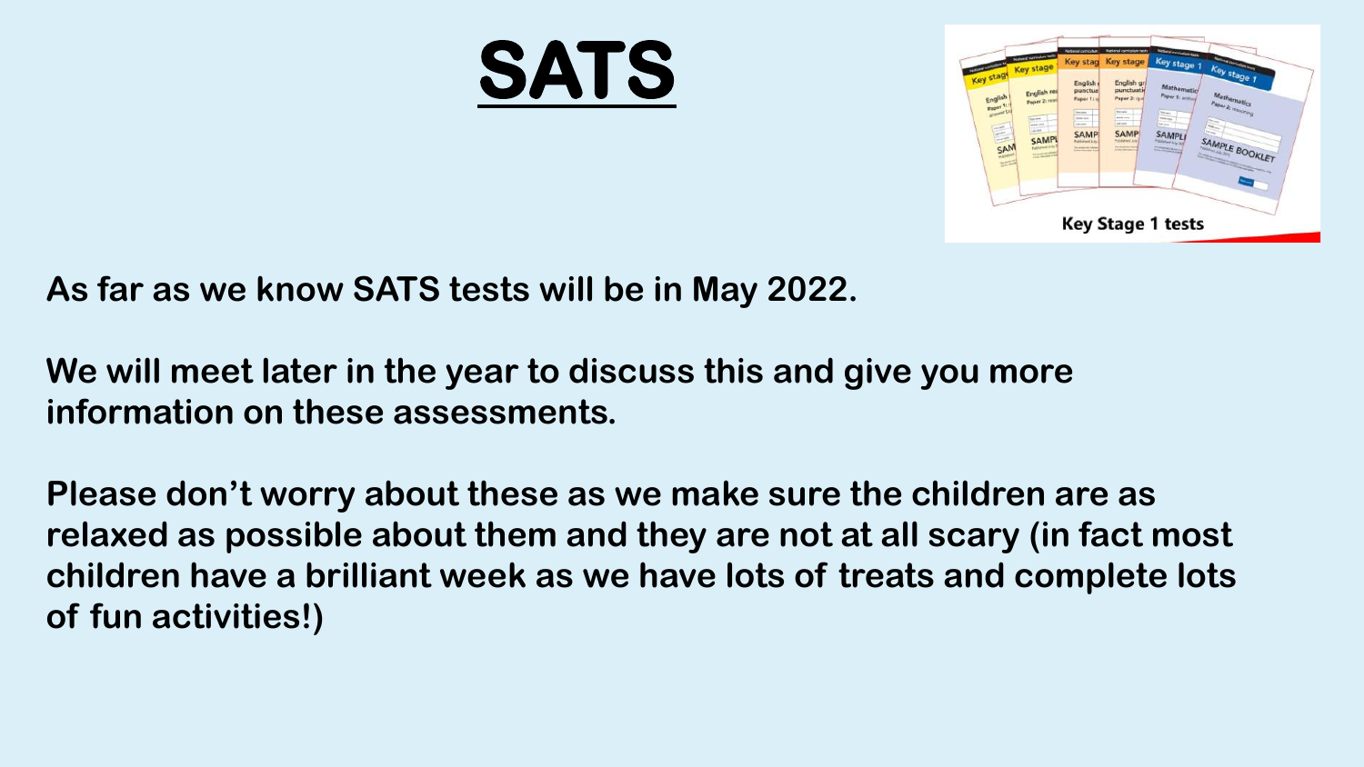# SATS

As far as we know SATS tests will be in May 2022.

We will meet later in the year to discuss this and give you more information on these assessments.

Please don't worry about these as we make sure the children are as relaxed as possible about them and they are not at all scary (in fact most children have a brilliant week as we have lots of treats and complete lots of fun activities!)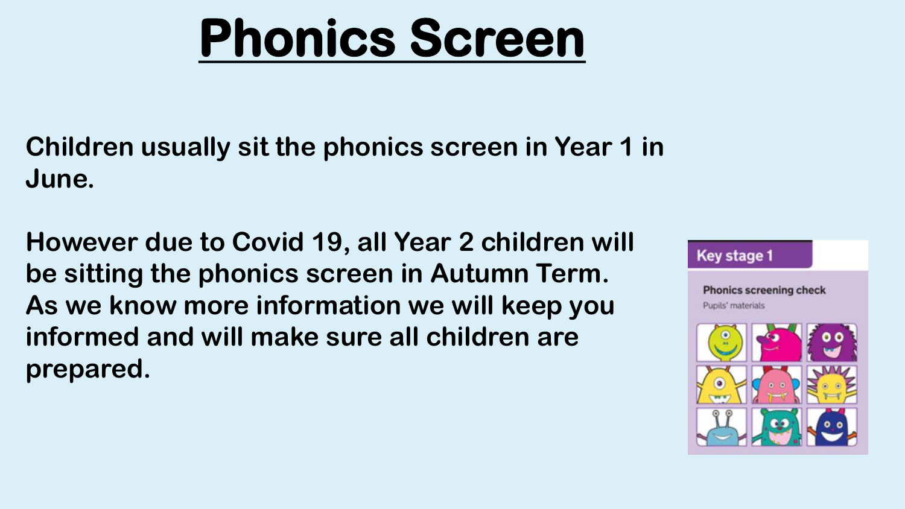# Phonics Screen

**Children usually sit the phonics screen in Year 1 in June.**

**However due to Covid 19, all Year 2 children will be sitting the phonics screen in Autumn Term. As we know more information we will keep you informed and will make sure all children are prepared.**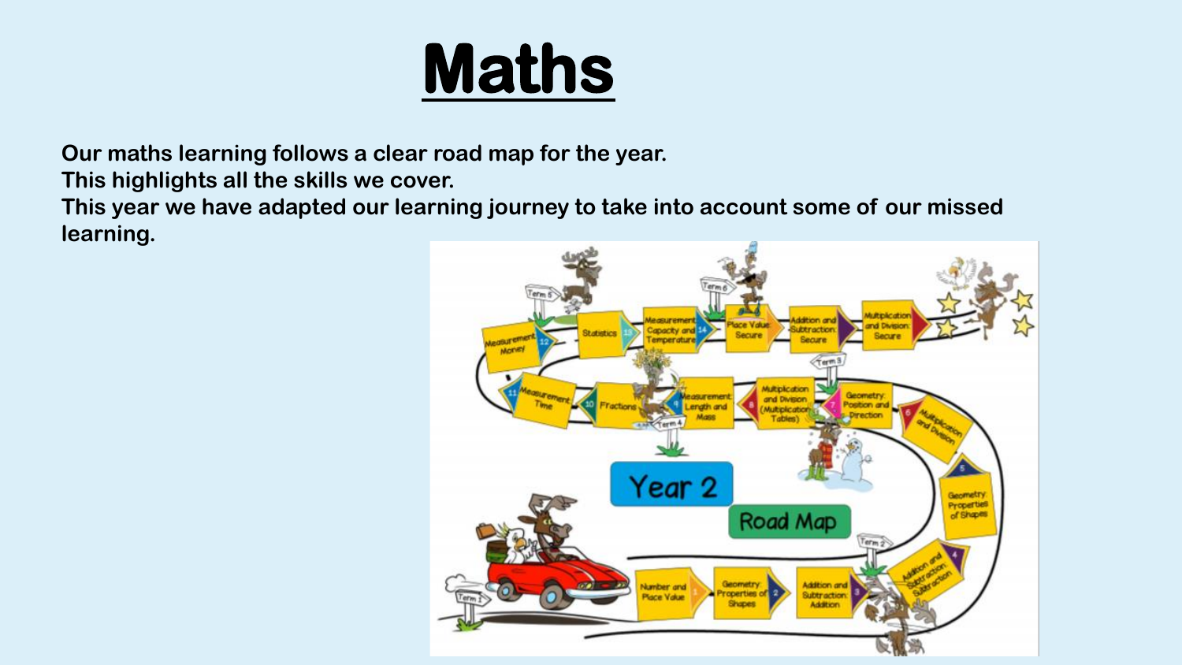# Maths

**Our maths learning follows a clear road map for the year.**
**This highlights all the skills we cover.**
**This year we have adapted our learning journey to take into account some of our missed learning.**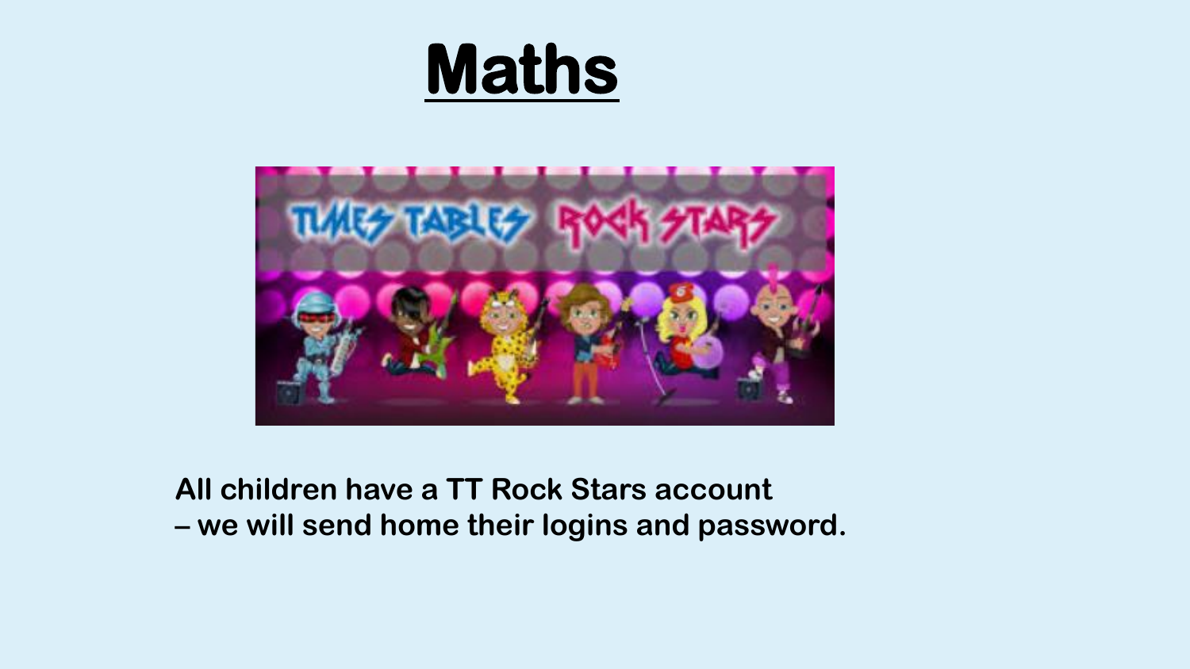# Maths

**All children have a TT Rock Stars account**
**– we will send home their logins and password.**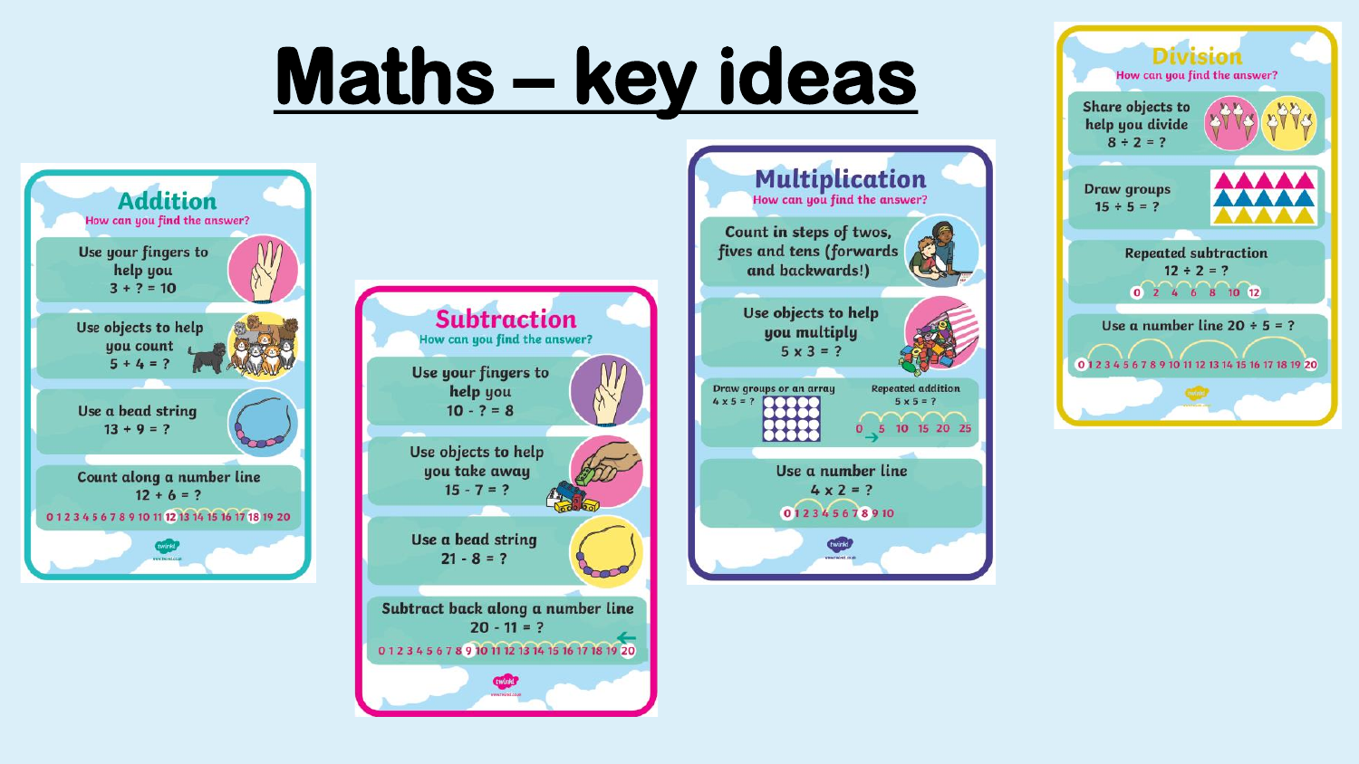# Maths – key ideas

## Addition

How can you find the answer?

- Use your fingers to help you
  $3 + ? = 10$
- Use objects to help you count
  $5 + 4 = ?$
- Use a bead string
  $13 + 9 = ?$
- Count along a number line
  $12 + 6 = ?$
  0 1 2 3 4 5 6 7 8 9 10 11 12 13 14 15 16 17 18 19 20

## Subtraction

How can you find the answer?

- Use your fingers to help you
  $10 - ? = 8$
- Use objects to help you take away
  $15 - 7 = ?$
- Use a bead string
  $21 - 8 = ?$
- Subtract back along a number line
  $20 - 11 = ?$
  0 1 2 3 4 5 6 7 8 9 10 11 12 13 14 15 16 17 18 19 20

## Multiplication

How can you find the answer?

- Count in steps of twos, fives and tens (forwards and backwards!)
- Use objects to help you multiply
  $5 \times 3 = ?$
- Draw groups or an array
  $4 \times 5 = ?$
- Repeated addition
  $5 \times 5 = ?$
  0 5 10 15 20 25
- Use a number line
  $4 \times 2 = ?$
  0 1 2 3 4 5 6 7 8 9 10

## Division

How can you find the answer?

- Share objects to help you divide
  $8 \div 2 = ?$
- Draw groups
  $15 \div 5 = ?$
- Repeated subtraction
  $12 \div 2 = ?$
  0 2 4 6 8 10 12
- Use a number line $20 \div 5 = ?$
  0 1 2 3 4 5 6 7 8 9 10 11 12 13 14 15 16 17 18 19 20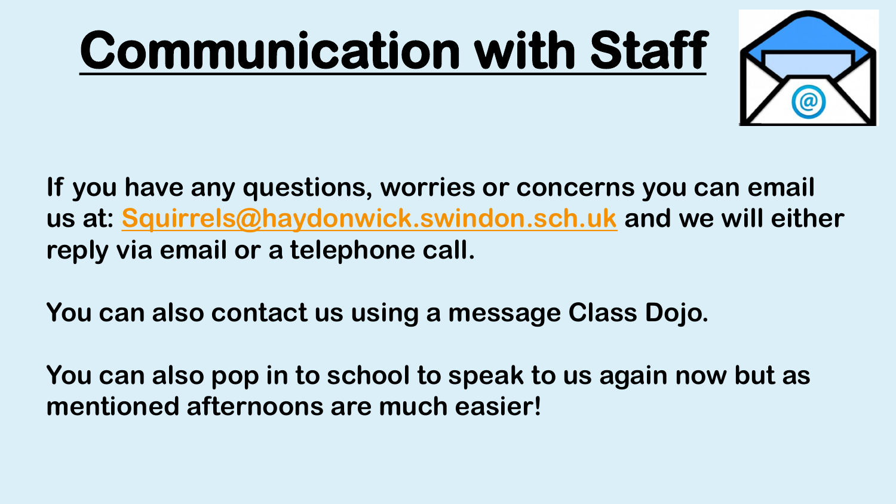# Communication with Staff

**If you have any questions, worries or concerns you can email us at: Squirrels@haydonwick.swindon.sch.uk and we will either reply via email or a telephone call.**

**You can also contact us using a message Class Dojo.**

**You can also pop in to school to speak to us again now but as mentioned afternoons are much easier!**